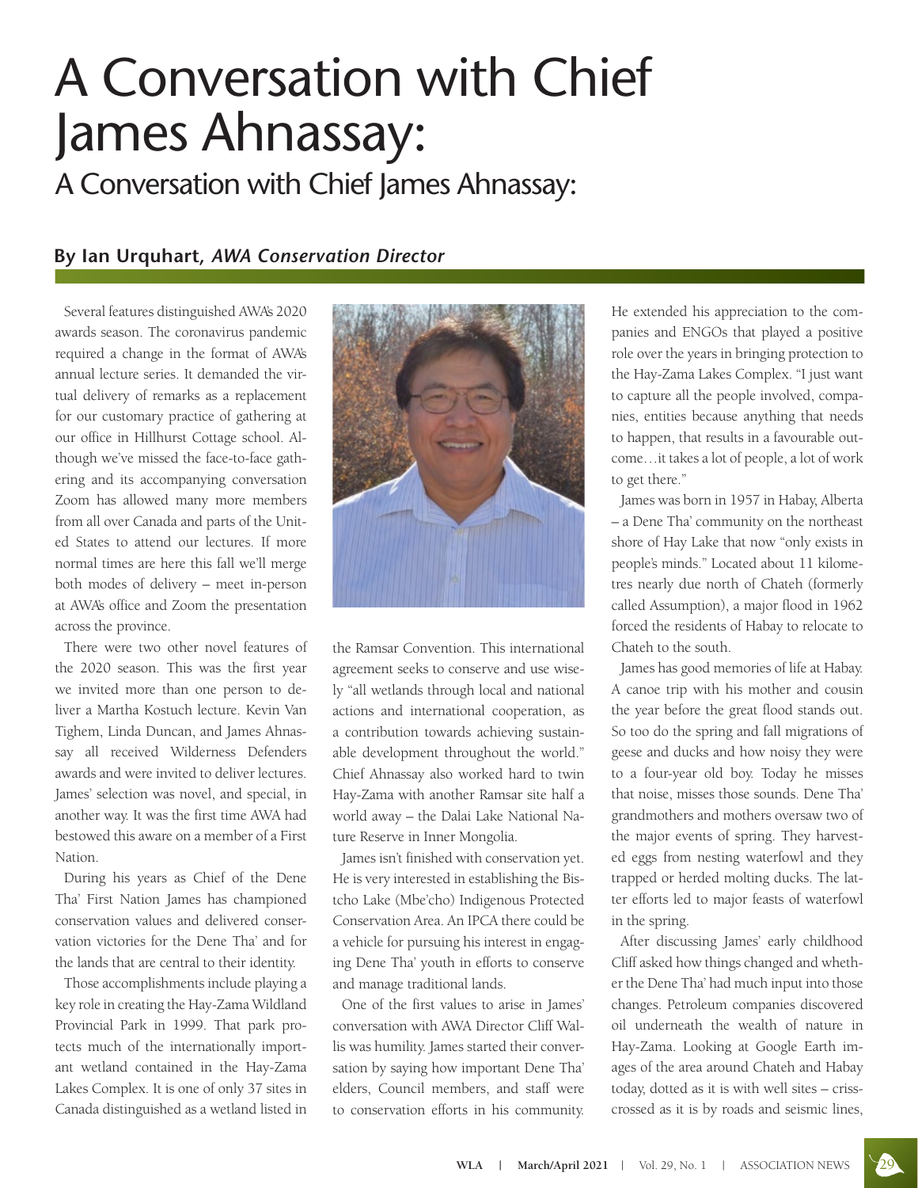# A Conversation with Chief James Ahnassay:

## A Conversation with Chief James Ahnassay:

### By Ian Urquhart, *AWA Conservation Director*

Several features distinguished AWA's 2020 awards season. The coronavirus pandemic required a change in the format of AWA's annual lecture series. It demanded the virtual delivery of remarks as a replacement for our customary practice of gathering at our office in Hillhurst Cottage school. Although we've missed the face-to-face gathering and its accompanying conversation Zoom has allowed many more members from all over Canada and parts of the United States to attend our lectures. If more normal times are here this fall we'll merge both modes of delivery – meet in-person at AWA's office and Zoom the presentation across the province.

There were two other novel features of the 2020 season. This was the first year we invited more than one person to deliver a Martha Kostuch lecture. Kevin Van Tighem, Linda Duncan, and James Ahnassay all received Wilderness Defenders awards and were invited to deliver lectures. James' selection was novel, and special, in another way. It was the first time AWA had bestowed this aware on a member of a First Nation.

During his years as Chief of the Dene Tha' First Nation James has championed conservation values and delivered conservation victories for the Dene Tha' and for the lands that are central to their identity.

Those accomplishments include playing a key role in creating the Hay-Zama Wildland Provincial Park in 1999. That park protects much of the internationally important wetland contained in the Hay-Zama Lakes Complex. It is one of only 37 sites in Canada distinguished as a wetland listed in the Ramsar Convention. This international agreement seeks to conserve and use wisely "all wetlands through local and national actions and international cooperation, as a contribution towards achieving sustainable development throughout the world." Chief Ahnassay also worked hard to twin Hay-Zama with another Ramsar site half a world away – the Dalai Lake National Nature Reserve in Inner Mongolia.

James isn't finished with conservation yet. He is very interested in establishing the Bistcho Lake (Mbe'cho) Indigenous Protected Conservation Area. An IPCA there could be a vehicle for pursuing his interest in engaging Dene Tha' youth in efforts to conserve and manage traditional lands.

One of the first values to arise in James' conversation with AWA Director Cliff Wallis was humility. James started their conversation by saying how important Dene Tha' elders, Council members, and staff were to conservation efforts in his community. He extended his appreciation to the companies and ENGOs that played a positive role over the years in bringing protection to the Hay-Zama Lakes Complex. "I just want to capture all the people involved, companies, entities because anything that needs to happen, that results in a favourable outcome…it takes a lot of people, a lot of work to get there."

James was born in 1957 in Habay, Alberta – a Dene Tha' community on the northeast shore of Hay Lake that now "only exists in people's minds." Located about 11 kilometres nearly due north of Chateh (formerly called Assumption), a major flood in 1962 forced the residents of Habay to relocate to Chateh to the south.

James has good memories of life at Habay. A canoe trip with his mother and cousin the year before the great flood stands out. So too do the spring and fall migrations of geese and ducks and how noisy they were to a four-year old boy. Today he misses that noise, misses those sounds. Dene Tha' grandmothers and mothers oversaw two of the major events of spring. They harvested eggs from nesting waterfowl and they trapped or herded molting ducks. The latter efforts led to major feasts of waterfowl in the spring.

After discussing James' early childhood Cliff asked how things changed and whether the Dene Tha' had much input into those changes. Petroleum companies discovered oil underneath the wealth of nature in Hay-Zama. Looking at Google Earth images of the area around Chateh and Habay today, dotted as it is with well sites – criss-crossed as it is by roads and seismic lines,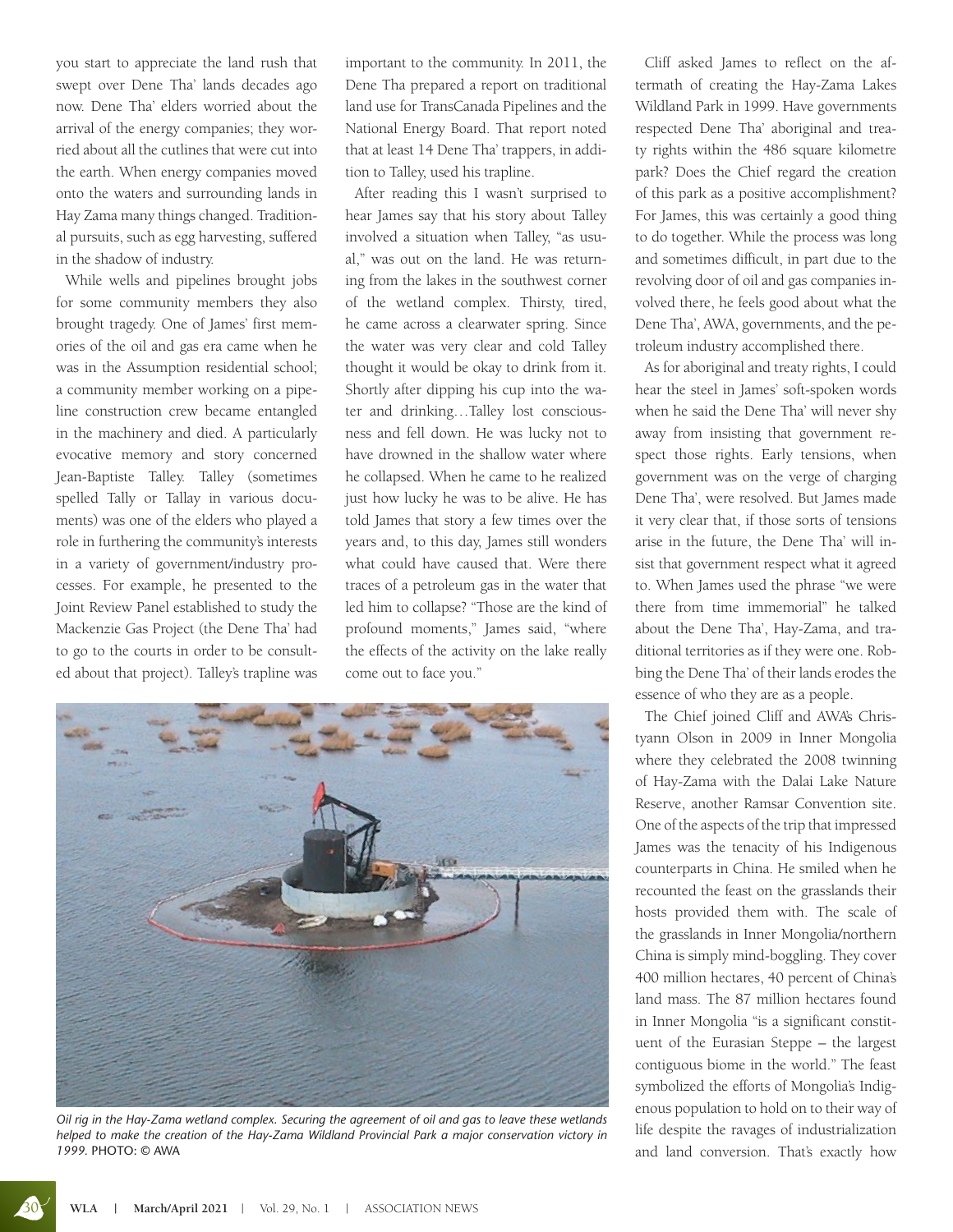you start to appreciate the land rush that swept over Dene Tha' lands decades ago now. Dene Tha' elders worried about the arrival of the energy companies; they worried about all the cutlines that were cut into the earth. When energy companies moved onto the waters and surrounding lands in Hay Zama many things changed. Traditional pursuits, such as egg harvesting, suffered in the shadow of industry.

While wells and pipelines brought jobs for some community members they also brought tragedy. One of James' first memories of the oil and gas era came when he was in the Assumption residential school; a community member working on a pipeline construction crew became entangled in the machinery and died. A particularly evocative memory and story concerned Jean-Baptiste Talley. Talley (sometimes spelled Tally or Tallay in various documents) was one of the elders who played a role in furthering the community's interests in a variety of government/industry processes. For example, he presented to the Joint Review Panel established to study the Mackenzie Gas Project (the Dene Tha' had to go to the courts in order to be consulted about that project). Talley's trapline was important to the community. In 2011, the Dene Tha prepared a report on traditional land use for TransCanada Pipelines and the National Energy Board. That report noted that at least 14 Dene Tha' trappers, in addition to Talley, used his trapline.

After reading this I wasn't surprised to hear James say that his story about Talley involved a situation when Talley, "as usual," was out on the land. He was returning from the lakes in the southwest corner of the wetland complex. Thirsty, tired, he came across a clearwater spring. Since the water was very clear and cold Talley thought it would be okay to drink from it. Shortly after dipping his cup into the water and drinking…Talley lost consciousness and fell down. He was lucky not to have drowned in the shallow water where he collapsed. When he came to he realized just how lucky he was to be alive. He has told James that story a few times over the years and, to this day, James still wonders what could have caused that. Were there traces of a petroleum gas in the water that led him to collapse? "Those are the kind of profound moments," James said, "where the effects of the activity on the lake really come out to face you."

*Oil rig in the Hay-Zama wetland complex. Securing the agreement of oil and gas to leave these wetlands helped to make the creation of the Hay-Zama Wildland Provincial Park a major conservation victory in 1999.* PHOTO: © AWA

Cliff asked James to reflect on the aftermath of creating the Hay-Zama Lakes Wildland Park in 1999. Have governments respected Dene Tha' aboriginal and treaty rights within the 486 square kilometre park? Does the Chief regard the creation of this park as a positive accomplishment? For James, this was certainly a good thing to do together. While the process was long and sometimes difficult, in part due to the revolving door of oil and gas companies involved there, he feels good about what the Dene Tha', AWA, governments, and the petroleum industry accomplished there.

As for aboriginal and treaty rights, I could hear the steel in James' soft-spoken words when he said the Dene Tha' will never shy away from insisting that government respect those rights. Early tensions, when government was on the verge of charging Dene Tha', were resolved. But James made it very clear that, if those sorts of tensions arise in the future, the Dene Tha' will insist that government respect what it agreed to. When James used the phrase "we were there from time immemorial" he talked about the Dene Tha', Hay-Zama, and traditional territories as if they were one. Robbing the Dene Tha' of their lands erodes the essence of who they are as a people.

The Chief joined Cliff and AWA's Christyann Olson in 2009 in Inner Mongolia where they celebrated the 2008 twinning of Hay-Zama with the Dalai Lake Nature Reserve, another Ramsar Convention site. One of the aspects of the trip that impressed James was the tenacity of his Indigenous counterparts in China. He smiled when he recounted the feast on the grasslands their hosts provided them with. The scale of the grasslands in Inner Mongolia/northern China is simply mind-boggling. They cover 400 million hectares, 40 percent of China's land mass. The 87 million hectares found in Inner Mongolia "is a significant constituent of the Eurasian Steppe – the largest contiguous biome in the world." The feast symbolized the efforts of Mongolia's Indigenous population to hold on to their way of life despite the ravages of industrialization and land conversion. That's exactly how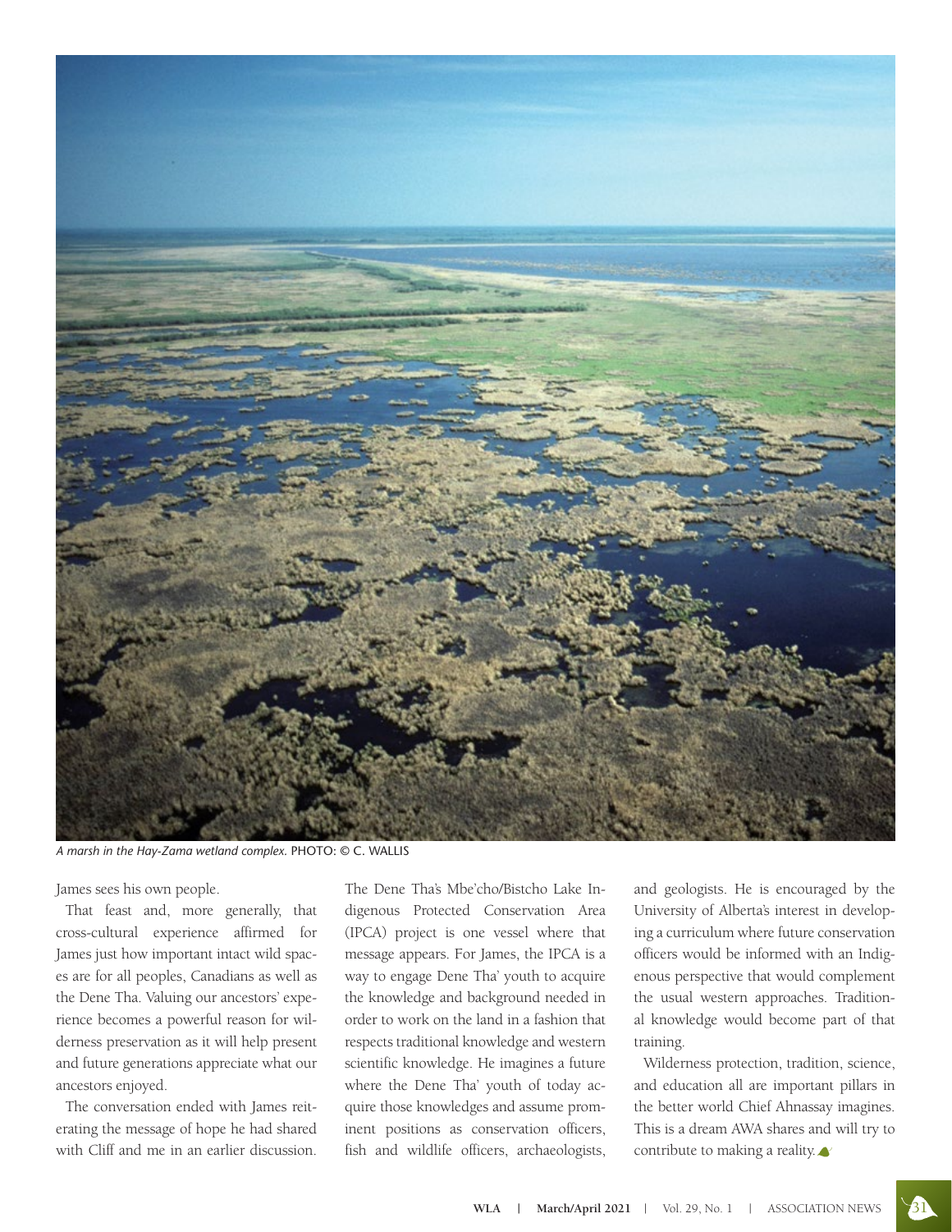*A marsh in the Hay-Zama wetland complex.* PHOTO: © C. WALLIS

James sees his own people.

That feast and, more generally, that cross-cultural experience affirmed for James just how important intact wild spaces are for all peoples, Canadians as well as the Dene Tha. Valuing our ancestors' experience becomes a powerful reason for wilderness preservation as it will help present and future generations appreciate what our ancestors enjoyed.

The conversation ended with James reiterating the message of hope he had shared with Cliff and me in an earlier discussion. The Dene Tha's Mbe'cho/Bistcho Lake Indigenous Protected Conservation Area (IPCA) project is one vessel where that message appears. For James, the IPCA is a way to engage Dene Tha' youth to acquire the knowledge and background needed in order to work on the land in a fashion that respects traditional knowledge and western scientific knowledge. He imagines a future where the Dene Tha' youth of today acquire those knowledges and assume prominent positions as conservation officers, fish and wildlife officers, archaeologists, and geologists. He is encouraged by the University of Alberta's interest in developing a curriculum where future conservation officers would be informed with an Indigenous perspective that would complement the usual western approaches. Traditional knowledge would become part of that training.

Wilderness protection, tradition, science, and education all are important pillars in the better world Chief Ahnassay imagines. This is a dream AWA shares and will try to contribute to making a reality.